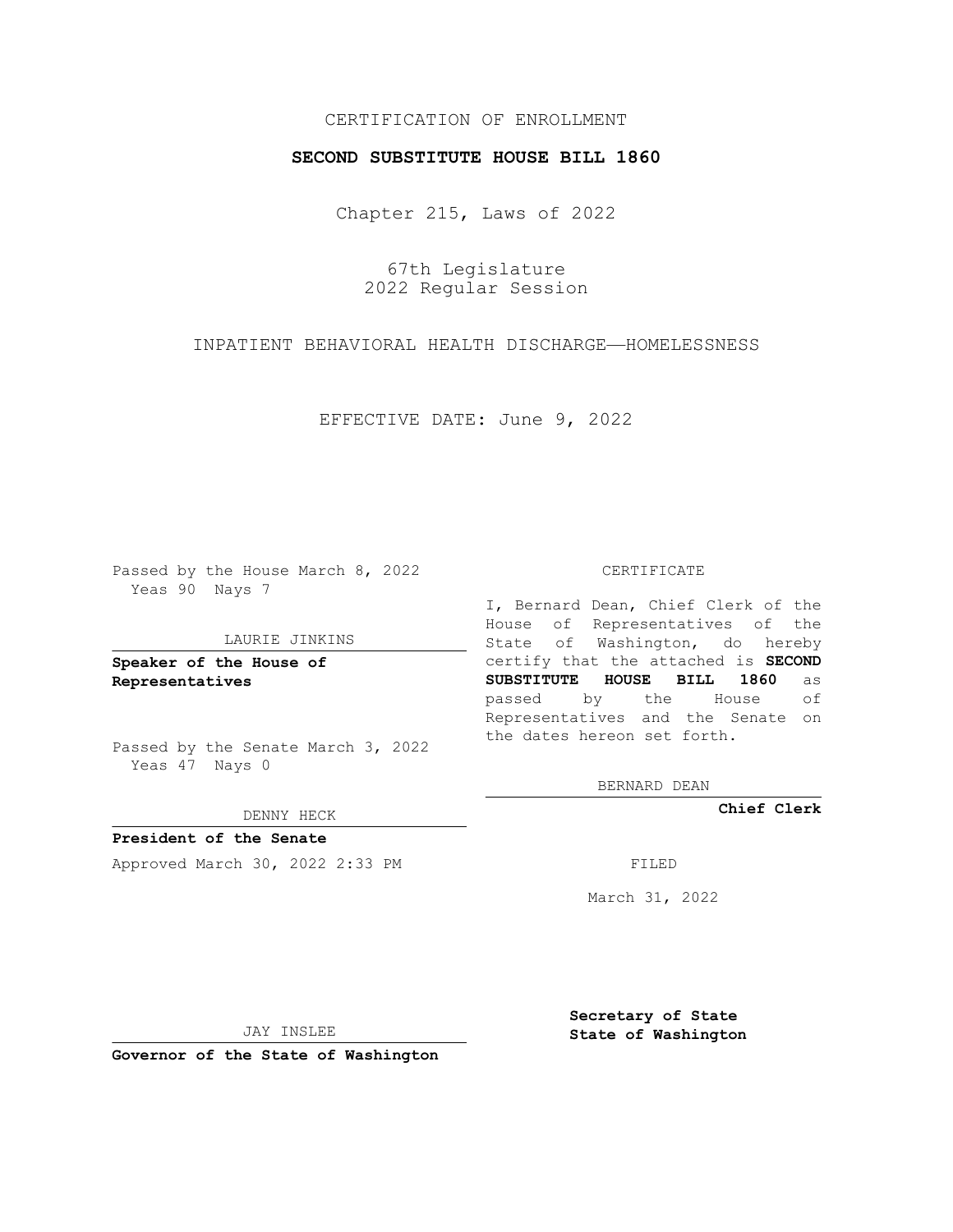CERTIFICATION OF ENROLLMENT

**SECOND SUBSTITUTE HOUSE BILL 1860**

Chapter 215, Laws of 2022

67th Legislature
2022 Regular Session

INPATIENT BEHAVIORAL HEALTH DISCHARGE—HOMELESSNESS

EFFECTIVE DATE: June 9, 2022

Passed by the House March 8, 2022
Yeas 90 Nays 7

LAURIE JINKINS

**Speaker of the House of Representatives**

Passed by the Senate March 3, 2022
Yeas 47 Nays 0

DENNY HECK

**President of the Senate**

Approved March 30, 2022 2:33 PM

JAY INSLEE

**Governor of the State of Washington**

CERTIFICATE

I, Bernard Dean, Chief Clerk of the House of Representatives of the State of Washington, do hereby certify that the attached is **SECOND SUBSTITUTE HOUSE BILL 1860** as passed by the House of Representatives and the Senate on the dates hereon set forth.

BERNARD DEAN

**Chief Clerk**

FILED

March 31, 2022

**Secretary of State**
**State of Washington**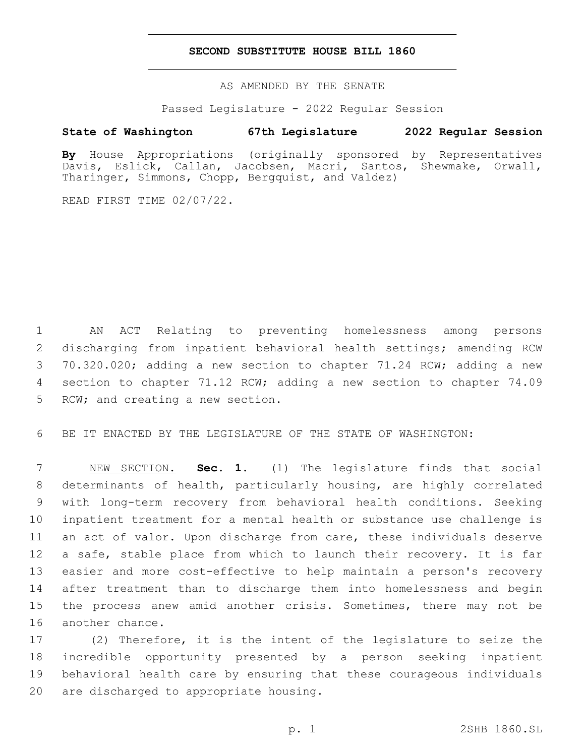# SECOND SUBSTITUTE HOUSE BILL 1860

AS AMENDED BY THE SENATE

Passed Legislature - 2022 Regular Session

**State of Washington 67th Legislature 2022 Regular Session**

**By** House Appropriations (originally sponsored by Representatives Davis, Eslick, Callan, Jacobsen, Macri, Santos, Shewmake, Orwall, Tharinger, Simmons, Chopp, Bergquist, and Valdez)

READ FIRST TIME 02/07/22.

AN ACT Relating to preventing homelessness among persons discharging from inpatient behavioral health settings; amending RCW 70.320.020; adding a new section to chapter 71.24 RCW; adding a new section to chapter 71.12 RCW; adding a new section to chapter 74.09 RCW; and creating a new section.

BE IT ENACTED BY THE LEGISLATURE OF THE STATE OF WASHINGTON:

NEW SECTION. **Sec. 1.** (1) The legislature finds that social determinants of health, particularly housing, are highly correlated with long-term recovery from behavioral health conditions. Seeking inpatient treatment for a mental health or substance use challenge is an act of valor. Upon discharge from care, these individuals deserve a safe, stable place from which to launch their recovery. It is far easier and more cost-effective to help maintain a person's recovery after treatment than to discharge them into homelessness and begin the process anew amid another crisis. Sometimes, there may not be another chance.

(2) Therefore, it is the intent of the legislature to seize the incredible opportunity presented by a person seeking inpatient behavioral health care by ensuring that these courageous individuals are discharged to appropriate housing.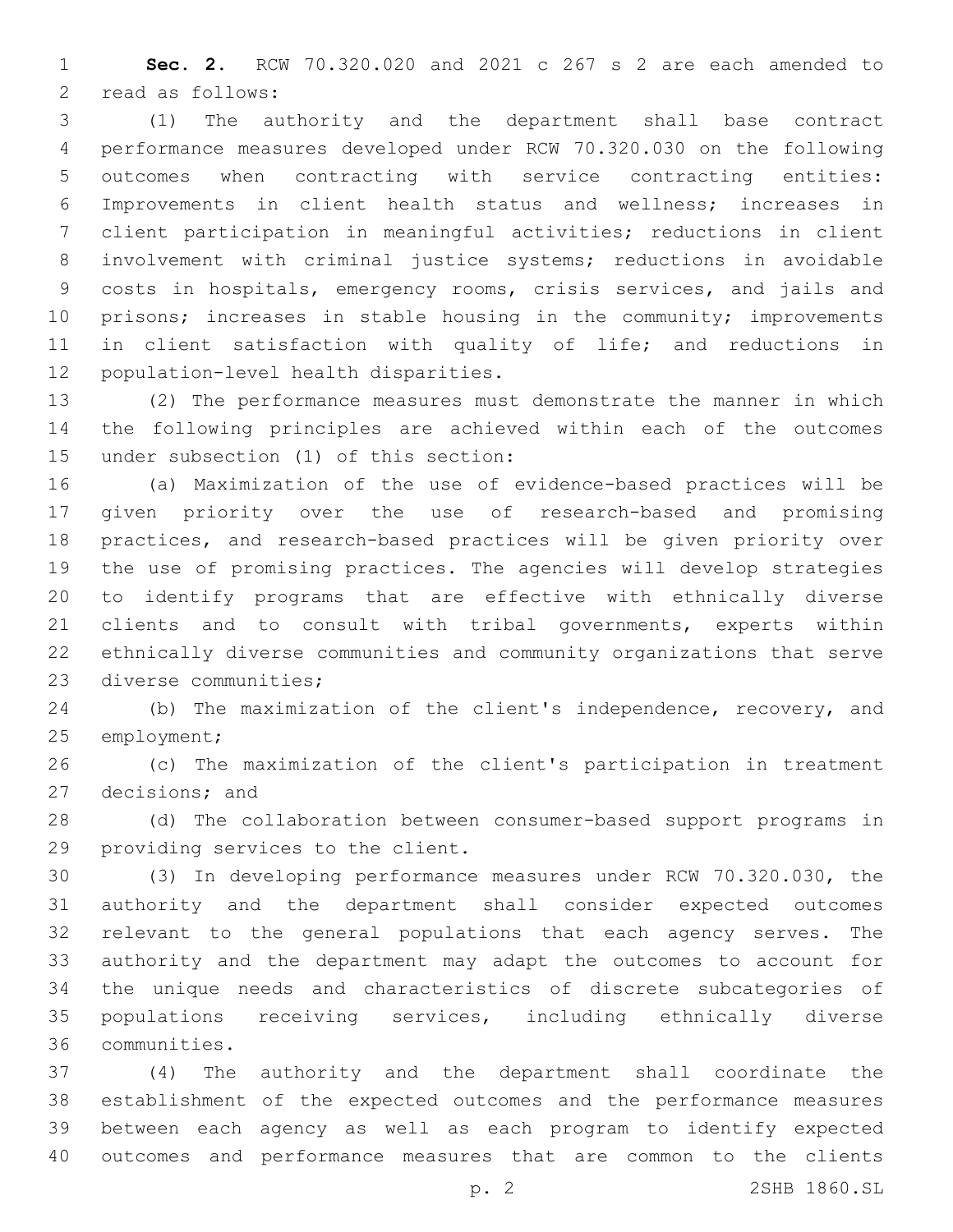**Sec. 2.** RCW 70.320.020 and 2021 c 267 s 2 are each amended to read as follows:

(1) The authority and the department shall base contract performance measures developed under RCW 70.320.030 on the following outcomes when contracting with service contracting entities: Improvements in client health status and wellness; increases in client participation in meaningful activities; reductions in client involvement with criminal justice systems; reductions in avoidable costs in hospitals, emergency rooms, crisis services, and jails and prisons; increases in stable housing in the community; improvements in client satisfaction with quality of life; and reductions in population-level health disparities.

(2) The performance measures must demonstrate the manner in which the following principles are achieved within each of the outcomes under subsection (1) of this section:

(a) Maximization of the use of evidence-based practices will be given priority over the use of research-based and promising practices, and research-based practices will be given priority over the use of promising practices. The agencies will develop strategies to identify programs that are effective with ethnically diverse clients and to consult with tribal governments, experts within ethnically diverse communities and community organizations that serve diverse communities;

(b) The maximization of the client's independence, recovery, and employment;

(c) The maximization of the client's participation in treatment decisions; and

(d) The collaboration between consumer-based support programs in providing services to the client.

(3) In developing performance measures under RCW 70.320.030, the authority and the department shall consider expected outcomes relevant to the general populations that each agency serves. The authority and the department may adapt the outcomes to account for the unique needs and characteristics of discrete subcategories of populations receiving services, including ethnically diverse communities.

(4) The authority and the department shall coordinate the establishment of the expected outcomes and the performance measures between each agency as well as each program to identify expected outcomes and performance measures that are common to the clients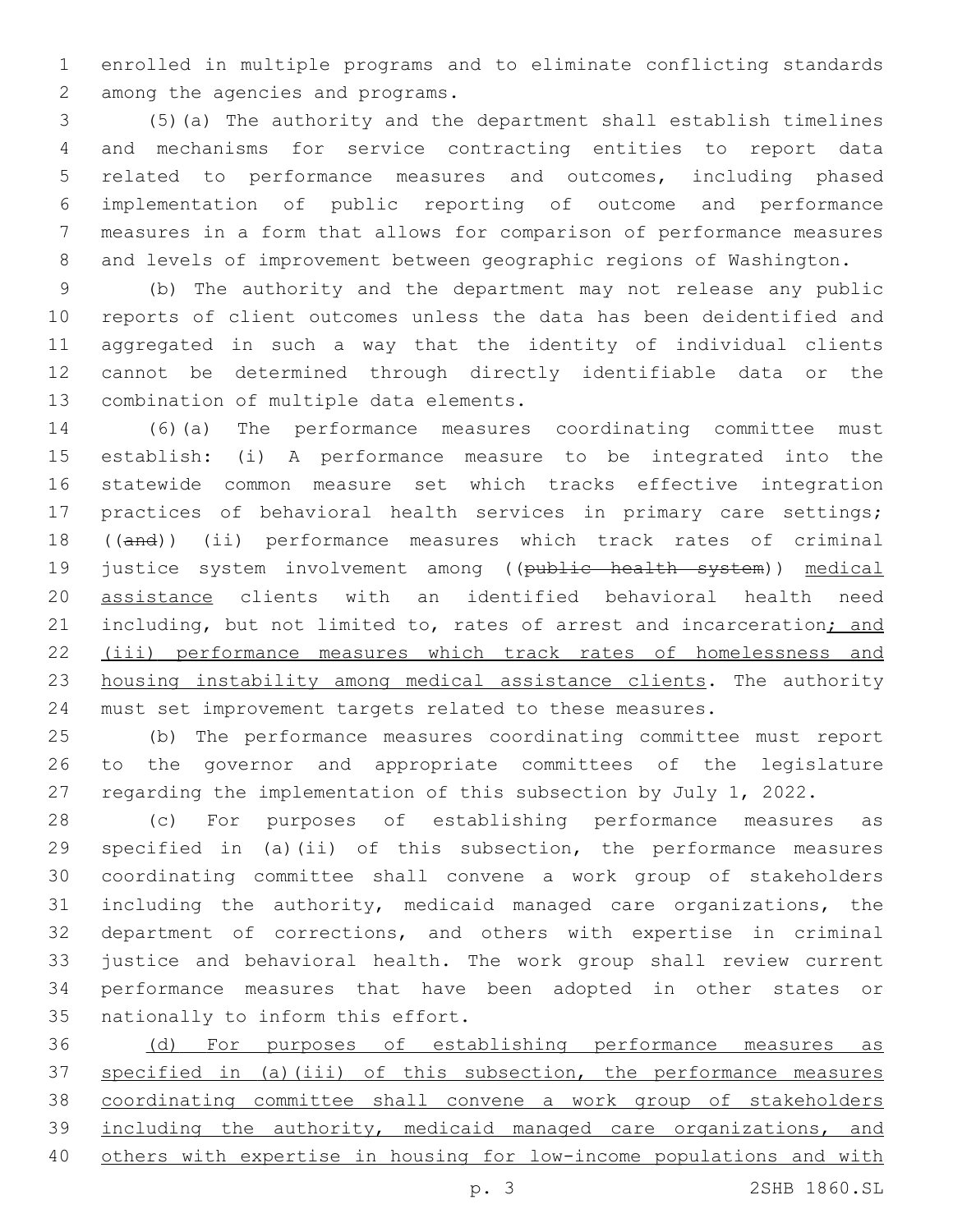enrolled in multiple programs and to eliminate conflicting standards among the agencies and programs.

(5)(a) The authority and the department shall establish timelines and mechanisms for service contracting entities to report data related to performance measures and outcomes, including phased implementation of public reporting of outcome and performance measures in a form that allows for comparison of performance measures and levels of improvement between geographic regions of Washington.

(b) The authority and the department may not release any public reports of client outcomes unless the data has been deidentified and aggregated in such a way that the identity of individual clients cannot be determined through directly identifiable data or the combination of multiple data elements.

(6)(a) The performance measures coordinating committee must establish: (i) A performance measure to be integrated into the statewide common measure set which tracks effective integration practices of behavioral health services in primary care settings; ((~~and~~)) (ii) performance measures which track rates of criminal justice system involvement among ((~~public health system~~)) <u>medical assistance</u> clients with an identified behavioral health need including, but not limited to, rates of arrest and incarceration<u>; and (iii) performance measures which track rates of homelessness and housing instability among medical assistance clients</u>. The authority must set improvement targets related to these measures.

(b) The performance measures coordinating committee must report to the governor and appropriate committees of the legislature regarding the implementation of this subsection by July 1, 2022.

(c) For purposes of establishing performance measures as specified in (a)(ii) of this subsection, the performance measures coordinating committee shall convene a work group of stakeholders including the authority, medicaid managed care organizations, the department of corrections, and others with expertise in criminal justice and behavioral health. The work group shall review current performance measures that have been adopted in other states or nationally to inform this effort.

<u>(d) For purposes of establishing performance measures as specified in (a)(iii) of this subsection, the performance measures coordinating committee shall convene a work group of stakeholders including the authority, medicaid managed care organizations, and others with expertise in housing for low-income populations and with</u>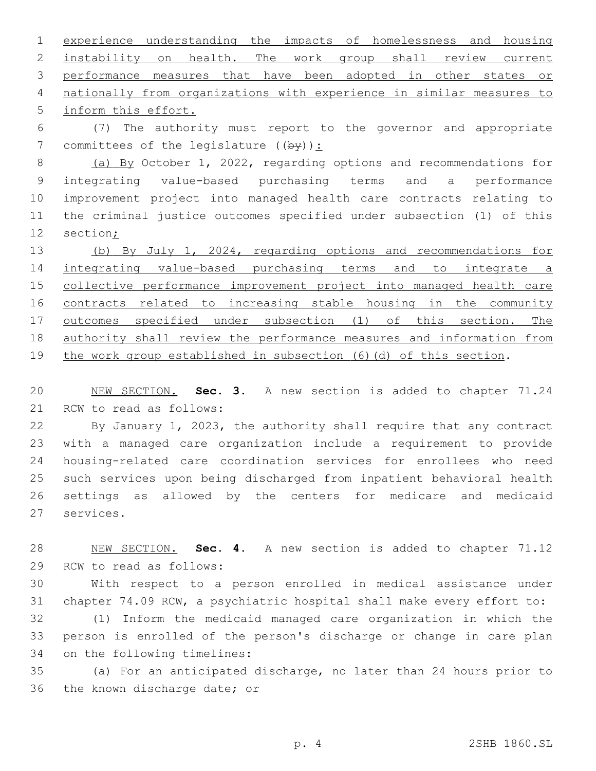experience understanding the impacts of homelessness and housing instability on health. The work group shall review current performance measures that have been adopted in other states or nationally from organizations with experience in similar measures to inform this effort.

(7) The authority must report to the governor and appropriate committees of the legislature ((~~by~~)):

(a) By October 1, 2022, regarding options and recommendations for integrating value-based purchasing terms and a performance improvement project into managed health care contracts relating to the criminal justice outcomes specified under subsection (1) of this section;

(b) By July 1, 2024, regarding options and recommendations for integrating value-based purchasing terms and to integrate a collective performance improvement project into managed health care contracts related to increasing stable housing in the community outcomes specified under subsection (1) of this section. The authority shall review the performance measures and information from the work group established in subsection (6)(d) of this section.

NEW SECTION. **Sec. 3.** A new section is added to chapter 71.24 RCW to read as follows:

By January 1, 2023, the authority shall require that any contract with a managed care organization include a requirement to provide housing-related care coordination services for enrollees who need such services upon being discharged from inpatient behavioral health settings as allowed by the centers for medicare and medicaid services.

NEW SECTION. **Sec. 4.** A new section is added to chapter 71.12 RCW to read as follows:

With respect to a person enrolled in medical assistance under chapter 74.09 RCW, a psychiatric hospital shall make every effort to:

(1) Inform the medicaid managed care organization in which the person is enrolled of the person's discharge or change in care plan on the following timelines:

(a) For an anticipated discharge, no later than 24 hours prior to the known discharge date; or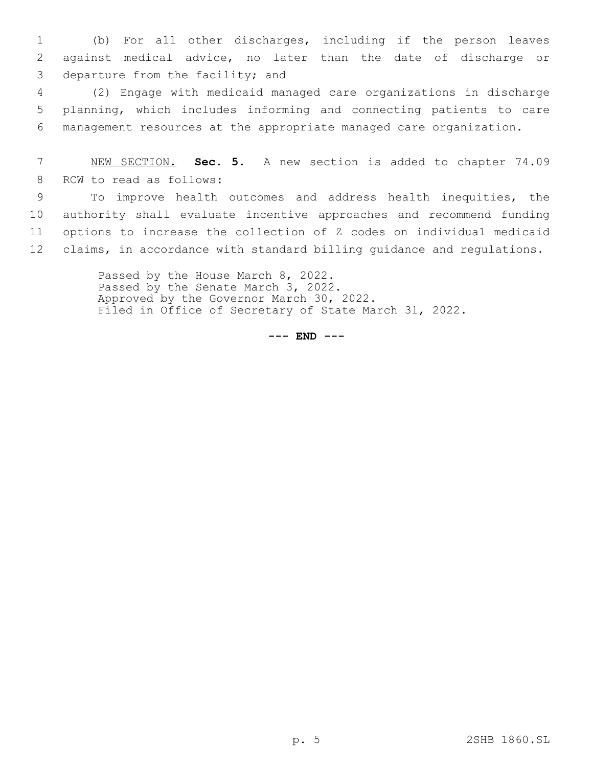(b) For all other discharges, including if the person leaves against medical advice, no later than the date of discharge or departure from the facility; and

(2) Engage with medicaid managed care organizations in discharge planning, which includes informing and connecting patients to care management resources at the appropriate managed care organization.

NEW SECTION. **Sec. 5.** A new section is added to chapter 74.09 RCW to read as follows:

To improve health outcomes and address health inequities, the authority shall evaluate incentive approaches and recommend funding options to increase the collection of Z codes on individual medicaid claims, in accordance with standard billing guidance and regulations.

Passed by the House March 8, 2022.
Passed by the Senate March 3, 2022.
Approved by the Governor March 30, 2022.
Filed in Office of Secretary of State March 31, 2022.

**--- END ---**